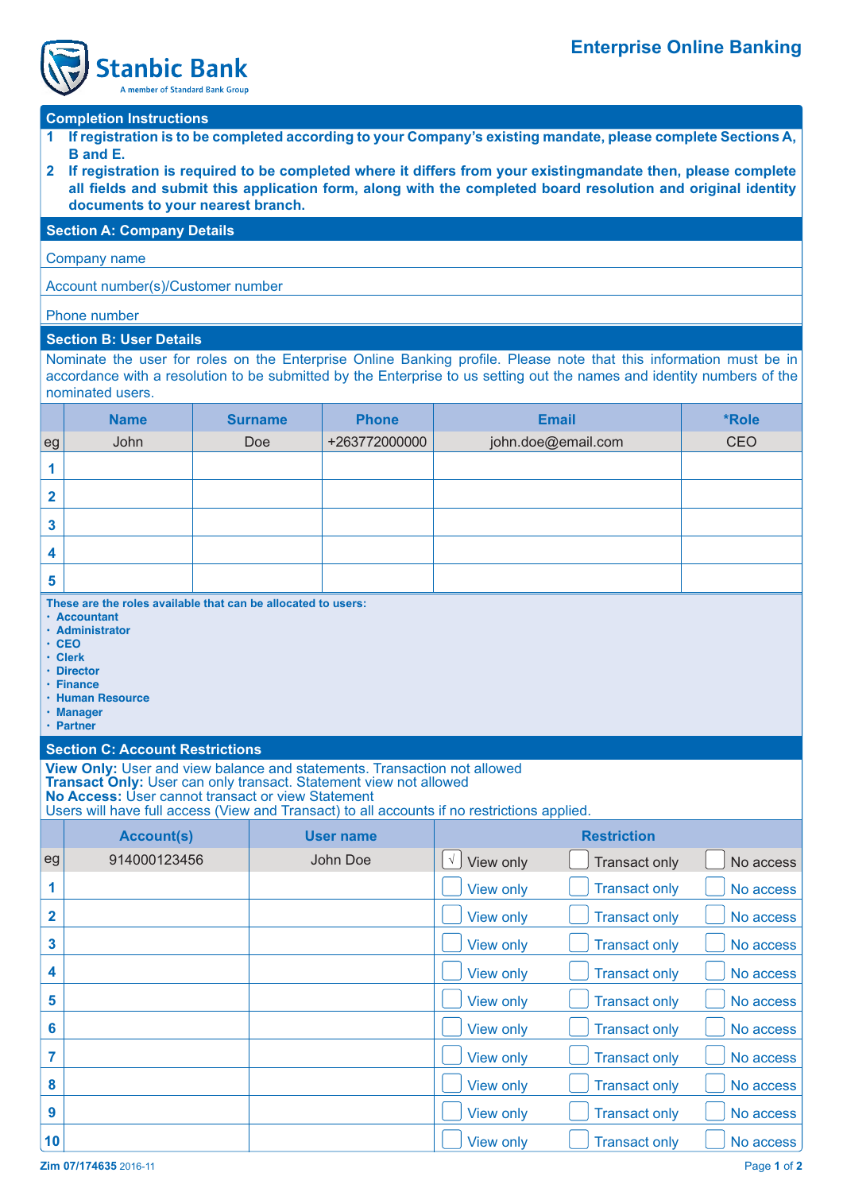Stanbic Bank
A member of Standard Bank Group

# Enterprise Online Banking

## Completion Instructions

1. **If registration is to be completed according to your Company's existing mandate, please complete Sections A, B and E.**
2. **If registration is required to be completed where it differs from your existingmandate then, please complete all fields and submit this application form, along with the completed board resolution and original identity documents to your nearest branch.**

## Section A: Company Details

Company name

Account number(s)/Customer number

Phone number

## Section B: User Details

Nominate the user for roles on the Enterprise Online Banking profile. Please note that this information must be in accordance with a resolution to be submitted by the Enterprise to us setting out the names and identity numbers of the nominated users.

| | Name | Surname | Phone | Email | *Role |
|---|---|---|---|---|---|
| eg | John | Doe | +263772000000 | john.doe@email.com | CEO |
| 1 | | | | | |
| 2 | | | | | |
| 3 | | | | | |
| 4 | | | | | |
| 5 | | | | | |

**These are the roles available that can be allocated to users:**

- **Accountant**
- **Administrator**
- **CEO**
- **Clerk**
- **Director**
- **Finance**
- **Human Resource**
- **Manager**
- **Partner**

## Section C: Account Restrictions

**View Only:** User and view balance and statements. Transaction not allowed
**Transact Only:** User can only transact. Statement view not allowed
**No Access:** User cannot transact or view Statement
Users will have full access (View and Transact) to all accounts if no restrictions applied.

| | Account(s) | User name | Restriction | | |
|---|---|---|---|---|---|
| eg | 914000123456 | John Doe | ☑ View only | ☐ Transact only | ☐ No access |
| 1 | | | ☐ View only | ☐ Transact only | ☐ No access |
| 2 | | | ☐ View only | ☐ Transact only | ☐ No access |
| 3 | | | ☐ View only | ☐ Transact only | ☐ No access |
| 4 | | | ☐ View only | ☐ Transact only | ☐ No access |
| 5 | | | ☐ View only | ☐ Transact only | ☐ No access |
| 6 | | | ☐ View only | ☐ Transact only | ☐ No access |
| 7 | | | ☐ View only | ☐ Transact only | ☐ No access |
| 8 | | | ☐ View only | ☐ Transact only | ☐ No access |
| 9 | | | ☐ View only | ☐ Transact only | ☐ No access |
| 10 | | | ☐ View only | ☐ Transact only | ☐ No access |

Zim 07/174635 2016-11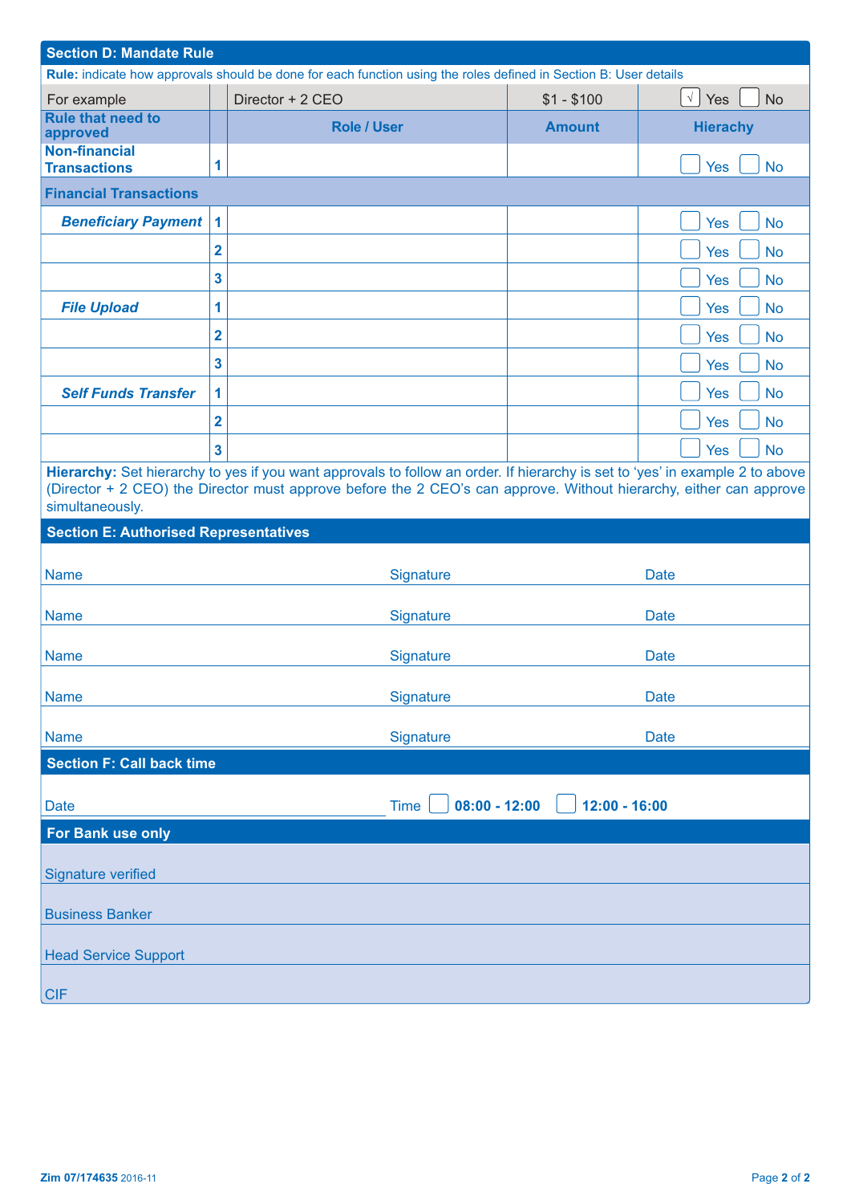## Section D: Mandate Rule

**Rule:** indicate how approvals should be done for each function using the roles defined in Section B: User details

| For example | | Director + 2 CEO | $1 - $100 | ☑ Yes ☐ No |
|---|---|---|---|---|
| **Rule that need to approved** | | **Role / User** | **Amount** | **Hierachy** |
| **Non-financial Transactions** | 1 | | | ☐ Yes ☐ No |
| **Financial Transactions** | | | | |
| ***Beneficiary Payment*** | 1 | | | ☐ Yes ☐ No |
| | 2 | | | ☐ Yes ☐ No |
| | 3 | | | ☐ Yes ☐ No |
| ***File Upload*** | 1 | | | ☐ Yes ☐ No |
| | 2 | | | ☐ Yes ☐ No |
| | 3 | | | ☐ Yes ☐ No |
| ***Self Funds Transfer*** | 1 | | | ☐ Yes ☐ No |
| | 2 | | | ☐ Yes ☐ No |
| | 3 | | | ☐ Yes ☐ No |

**Hierarchy:** Set hierarchy to yes if you want approvals to follow an order. If hierarchy is set to 'yes' in example 2 to above (Director + 2 CEO) the Director must approve before the 2 CEO's can approve. Without hierarchy, either can approve simultaneously.

## Section E: Authorised Representatives

| | | |
|---|---|---|
| Name | Signature | Date |
| Name | Signature | Date |
| Name | Signature | Date |
| Name | Signature | Date |
| Name | Signature | Date |

## Section F: Call back time

Date ____________________ Time ☐ **08:00 - 12:00** ☐ **12:00 - 16:00**

## For Bank use only

Signature verified

Business Banker

Head Service Support

CIF

**Zim 07/174635** 2016-11